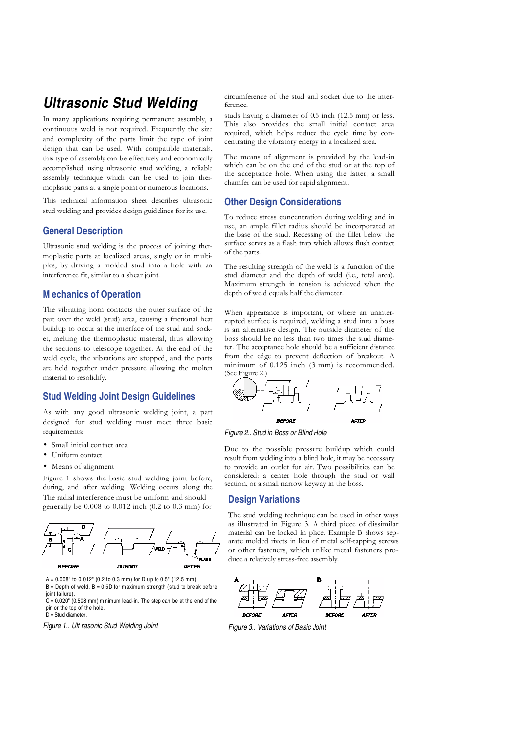# Ultrasonic Stud Welding

In many applications requiring permanent assembly, a continuous weld is not required. Frequently the size and complexity of the parts limit the type of joint design that can be used. With compatible materials, this type of assembly can be effectively and economically accomplished using ultrasonic stud welding, a reliable assembly technique which can be used to join thermoplastic parts at a single point or numerous locations.

This technical information sheet describes ultrasonic stud welding and provides design guidelines for its use.

## General Description

Ultrasonic stud welding is the process of joining thermoplastic parts at localized areas, singly or in multiples, by driving a molded stud into a hole with an interference fit, similar to a shear joint.

## Mechanics of Operation

The vibrating horn contacts the outer surface of the part over the weld (stud) area, causing a frictional heat buildup to occur at the interface of the stud and socket, melting the thermoplastic material, thus allowing the sections to telescope together. At the end of the weld cycle, the vibrations are stopped, and the parts are held together under pressure allowing the molten material to resolidify.

## Stud Welding Joint Design Guidelines

As with any good ultrasonic welding joint, a part designed for stud welding must meet three basic requirements:

- Small initial contact area
- Uniform contact
- Means of alignment

Figure 1 shows the basic stud welding joint before, during, and after welding. Welding occurs along the circumference of the stud and socket due to the interference.

The radial interference must be uniform and should generally be 0.008 to 0.012 inch (0.2 to 0.3 mm) for studs having a diameter of 0.5 inch (12.5 mm) or less. This also provides the small initial contact area required, which helps reduce the cycle time by concentrating the vibratory energy in a localized area.

A = 0.008" to 0.012" (0.2 to 0.3 mm) for D up to 0.5" (12.5 mm)
B = Depth of weld. B = 0.5D for maximum strength (stud to break before joint failure).
C = 0.020" (0.508 mm) minimum lead-in. The step can be at the end of the pin or the top of the hole.
D = Stud diameter.

*Figure 1.. Ultrasonic Stud Welding Joint*

The means of alignment is provided by the lead-in which can be on the end of the stud or at the top of the acceptance hole. When using the latter, a small chamfer can be used for rapid alignment.

## Other Design Considerations

To reduce stress concentration during welding and in use, an ample fillet radius should be incorporated at the base of the stud. Recessing of the fillet below the surface serves as a flash trap which allows flush contact of the parts.

The resulting strength of the weld is a function of the stud diameter and the depth of weld (i.e., total area). Maximum strength in tension is achieved when the depth of weld equals half the diameter.

When appearance is important, or where an uninterrupted surface is required, welding a stud into a boss is an alternative design. The outside diameter of the boss should be no less than two times the stud diameter. The acceptance hole should be a sufficient distance from the edge to prevent deflection of breakout. A minimum of 0.125 inch (3 mm) is recommended. (See Figure 2.)

*Figure 2.. Stud in Boss or Blind Hole*

Due to the possible pressure buildup which could result from welding into a blind hole, it may be necessary to provide an outlet for air. Two possibilities can be considered: a center hole through the stud or wall section, or a small narrow keyway in the boss.

## Design Variations

The stud welding technique can be used in other ways as illustrated in Figure 3. A third piece of dissimilar material can be locked in place. Example B shows separate molded rivets in lieu of metal self-tapping screws or other fasteners, which unlike metal fasteners produce a relatively stress-free assembly.

*Figure 3.. Variations of Basic Joint*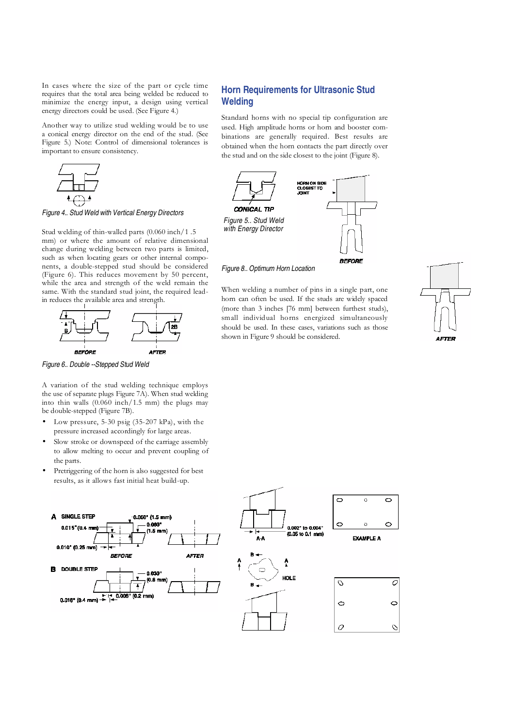In cases where the size of the part or cycle time requires that the total area being welded be reduced to minimize the energy input, a design using vertical energy directors could be used. (See Figure 4.)

Another way to utilize stud welding would be to use a conical energy director on the end of the stud. (See Figure 5.) Note: Control of dimensional tolerances is important to ensure consistency.

*Figure 4.. Stud Weld with Vertical Energy Directors*

Stud welding of thin-walled parts (0.060 inch/1 .5 mm) or where the amount of relative dimensional change during welding between two parts is limited, such as when locating gears or other internal components, a double-stepped stud should be considered (Figure 6). This reduces movement by 50 percent, while the area and strength of the weld remain the same. With the standard stud joint, the required lead-in reduces the available area and strength.

B

2B

BEFORE

AFTER

*Figure 6.. Double --Stepped Stud Weld*

A variation of the stud welding technique employs the use of separate plugs Figure 7A). When stud welding into thin walls (0.060 inch/1.5 mm) the plugs may be double-stepped (Figure 7B).

- Low pressure, 5-30 psig (35-207 kPa), with the pressure increased accordingly for large areas.
- Slow stroke or downspeed of the carriage assembly to allow melting to occur and prevent coupling of the parts.
- Pretriggering of the horn is also suggested for best results, as it allows fast initial heat build-up.

## Horn Requirements for Ultrasonic Stud Welding

Standard horns with no special tip configuration are used. High amplitude horns or horn and booster combinations are generally required. Best results are obtained when the horn contacts the part directly over the stud and on the side closest to the joint (Figure 8).

CONICAL TIP

*Figure 5.. Stud Weld with Energy Director*

HORN ON SIDE CLOSEST TO JOINT

BEFORE

AFTER

*Figure 8.. Optimum Horn Location*

When welding a number of pins in a single part, one horn can often be used. If the studs are widely spaced (more than 3 inches [76 mm] between furthest studs), small individual horns energized simultaneously should be used. In these cases, variations such as those shown in Figure 9 should be considered.

A SINGLE STEP

0.060" (1.5 mm)

0.015" (0.4 mm)

0.060" (1.5 mm)

0.010" (0.25 mm)

BEFORE

AFTER

B DOUBLE STEP

0.030" (0.8 mm)

0.016" (0.4 mm)

0.008" (0.2 mm)

A-A

0.002" to 0.004" (0.05 to 0.1 mm)

EXAMPLE A

B

A

A

B

HOLE